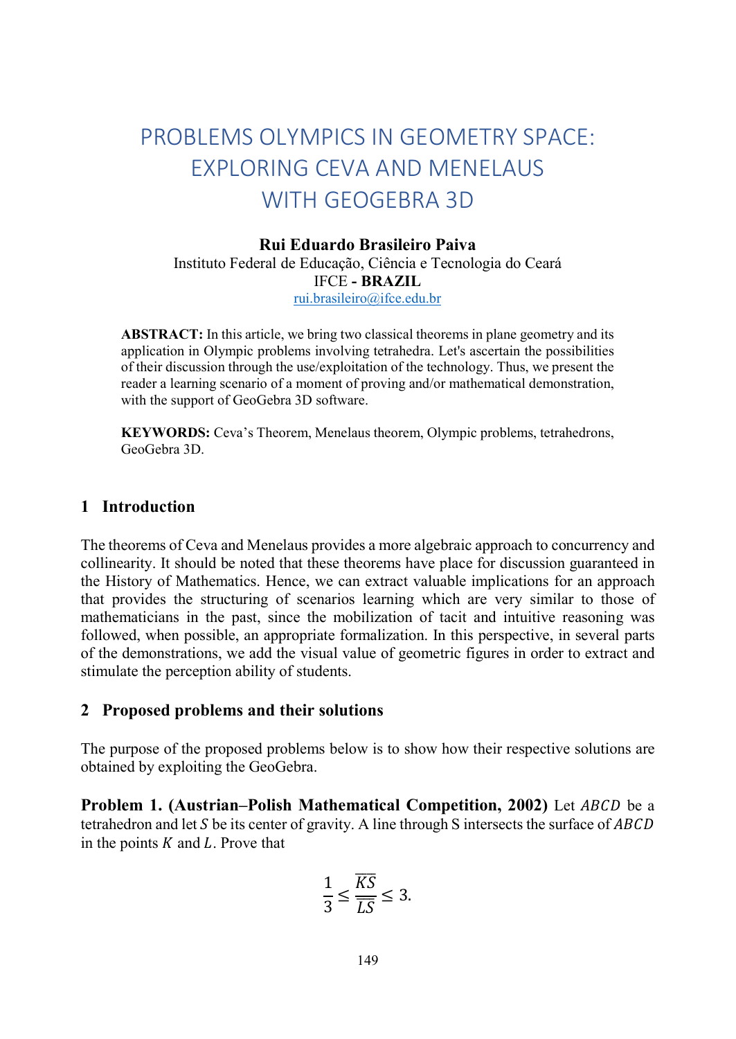# PROBLEMS OLYMPICS IN GEOMETRY SPACE: EXPLORING CEVA AND MENELAUS WITH GEOGEBRA 3D

**Rui Eduardo Brasileiro Paiva**
Instituto Federal de Educação, Ciência e Tecnologia do Ceará
IFCE **- BRAZIL**
rui.brasileiro@ifce.edu.br

**ABSTRACT:** In this article, we bring two classical theorems in plane geometry and its application in Olympic problems involving tetrahedra. Let's ascertain the possibilities of their discussion through the use/exploitation of the technology. Thus, we present the reader a learning scenario of a moment of proving and/or mathematical demonstration, with the support of GeoGebra 3D software.

**KEYWORDS:** Ceva's Theorem, Menelaus theorem, Olympic problems, tetrahedrons, GeoGebra 3D.

## 1 Introduction

The theorems of Ceva and Menelaus provides a more algebraic approach to concurrency and collinearity. It should be noted that these theorems have place for discussion guaranteed in the History of Mathematics. Hence, we can extract valuable implications for an approach that provides the structuring of scenarios learning which are very similar to those of mathematicians in the past, since the mobilization of tacit and intuitive reasoning was followed, when possible, an appropriate formalization. In this perspective, in several parts of the demonstrations, we add the visual value of geometric figures in order to extract and stimulate the perception ability of students.

## 2 Proposed problems and their solutions

The purpose of the proposed problems below is to show how their respective solutions are obtained by exploiting the GeoGebra.

**Problem 1. (Austrian–Polish Mathematical Competition, 2002)** Let $ABCD$ be a tetrahedron and let $S$ be its center of gravity. A line through S intersects the surface of $ABCD$ in the points $K$ and $L$. Prove that

$$\frac{1}{3} \leq \frac{\overline{KS}}{\overline{LS}} \leq 3.$$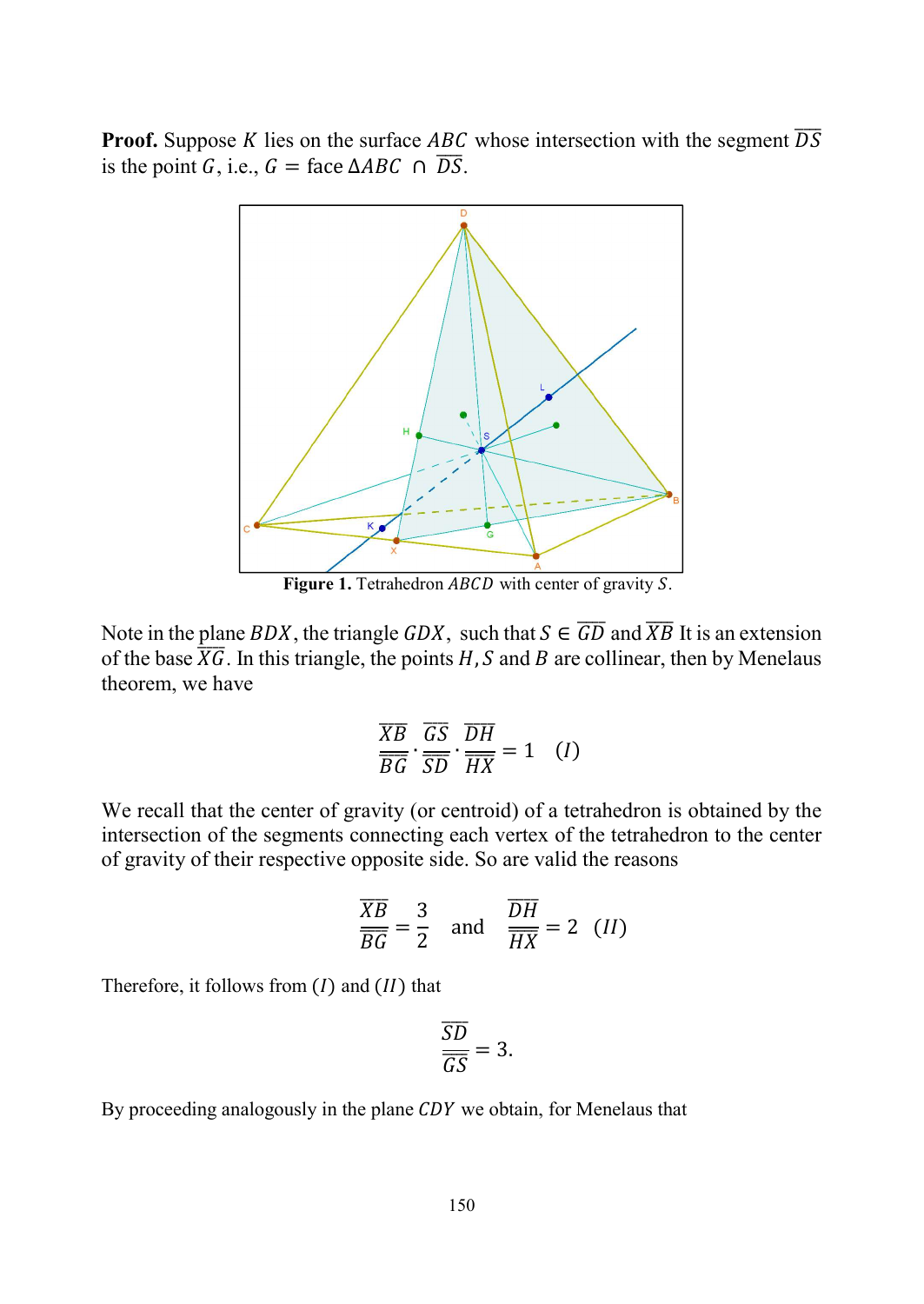**Proof.** Suppose $K$ lies on the surface $ABC$ whose intersection with the segment $\overline{DS}$ is the point $G$, i.e., $G = \text{face } \Delta ABC \cap \overline{DS}$.

**Figure 1.** Tetrahedron $ABCD$ with center of gravity $S$.

Note in the plane $BDX$, the triangle $GDX$, such that $S \in \overline{GD}$ and $\overline{XB}$ It is an extension of the base $\overline{XG}$. In this triangle, the points $H, S$ and $B$ are collinear, then by Menelaus theorem, we have

$$\frac{\overline{XB}}{\overline{BG}} \cdot \frac{\overline{GS}}{\overline{SD}} \cdot \frac{\overline{DH}}{\overline{HX}} = 1 \quad (I)$$

We recall that the center of gravity (or centroid) of a tetrahedron is obtained by the intersection of the segments connecting each vertex of the tetrahedron to the center of gravity of their respective opposite side. So are valid the reasons

$$\frac{\overline{XB}}{\overline{BG}} = \frac{3}{2} \quad \text{and} \quad \frac{\overline{DH}}{\overline{HX}} = 2 \quad (II)$$

Therefore, it follows from $(I)$ and $(II)$ that

$$\frac{\overline{SD}}{\overline{GS}} = 3.$$

By proceeding analogously in the plane $CDY$ we obtain, for Menelaus that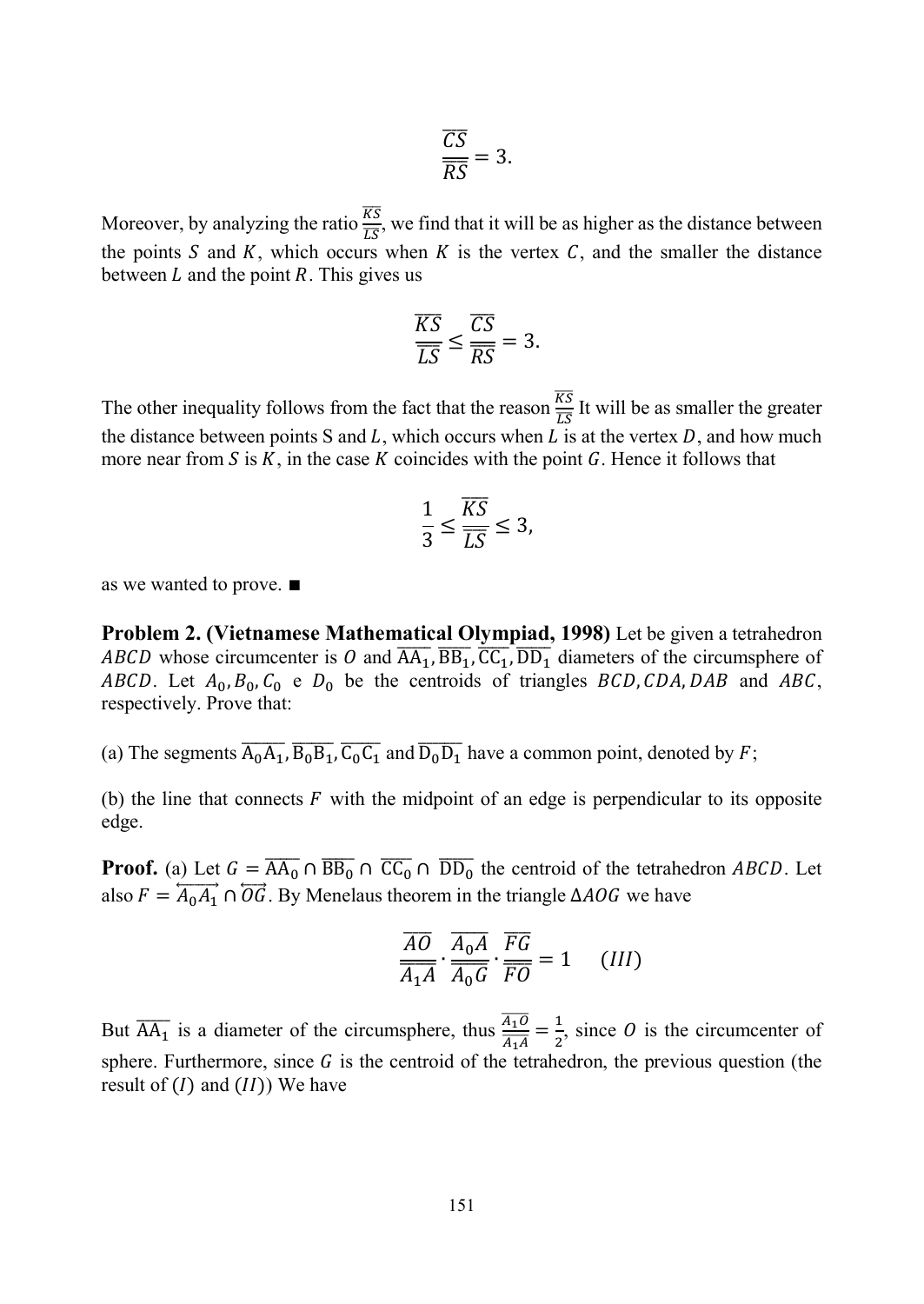$$\frac{\overline{CS}}{\overline{RS}} = 3.$$

Moreover, by analyzing the ratio $\frac{\overline{KS}}{\overline{LS}}$, we find that it will be as higher as the distance between the points $S$ and $K$, which occurs when $K$ is the vertex $C$, and the smaller the distance between $L$ and the point $R$. This gives us

$$\frac{\overline{KS}}{\overline{LS}} \leq \frac{\overline{CS}}{\overline{RS}} = 3.$$

The other inequality follows from the fact that the reason $\frac{\overline{KS}}{\overline{LS}}$ It will be as smaller the greater the distance between points S and $L$, which occurs when $L$ is at the vertex $D$, and how much more near from $S$ is $K$, in the case $K$ coincides with the point $G$. Hence it follows that

$$\frac{1}{3} \leq \frac{\overline{KS}}{\overline{LS}} \leq 3,$$

as we wanted to prove. ■

**Problem 2. (Vietnamese Mathematical Olympiad, 1998)** Let be given a tetrahedron $ABCD$ whose circumcenter is $O$ and $\overline{AA_1}, \overline{BB_1}, \overline{CC_1}, \overline{DD_1}$ diameters of the circumsphere of $ABCD$. Let $A_0, B_0, C_0$ e $D_0$ be the centroids of triangles $BCD, CDA, DAB$ and $ABC$, respectively. Prove that:

(a) The segments $\overline{A_0A_1}, \overline{B_0B_1}, \overline{C_0C_1}$ and $\overline{D_0D_1}$ have a common point, denoted by $F$;

(b) the line that connects $F$ with the midpoint of an edge is perpendicular to its opposite edge.

**Proof.** (a) Let $G = \overline{AA_0} \cap \overline{BB_0} \cap \overline{CC_0} \cap \overline{DD_0}$ the centroid of the tetrahedron $ABCD$. Let also $F = \overleftrightarrow{A_0A_1} \cap \overleftrightarrow{OG}$. By Menelaus theorem in the triangle $\Delta AOG$ we have

$$\frac{\overline{AO}}{\overline{A_1A}} \cdot \frac{\overline{A_0A}}{\overline{A_0G}} \cdot \frac{\overline{FG}}{\overline{FO}} = 1 \quad (III)$$

But $\overline{AA_1}$ is a diameter of the circumsphere, thus $\frac{\overline{A_1O}}{\overline{A_1A}} = \frac{1}{2}$, since $O$ is the circumcenter of sphere. Furthermore, since $G$ is the centroid of the tetrahedron, the previous question (the result of $(I)$ and $(II)$) We have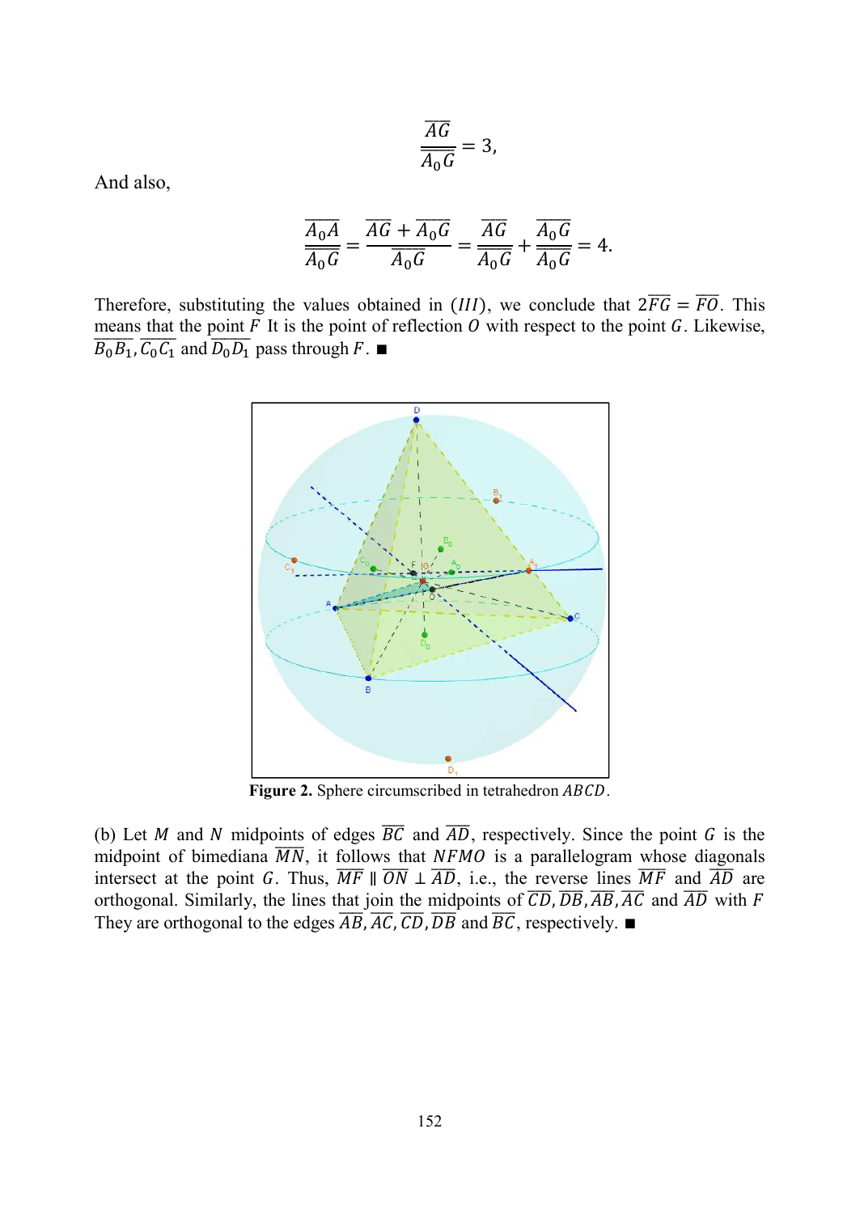$$\frac{\overline{AG}}{\overline{A_0G}} = 3,$$

And also,

$$\frac{\overline{A_0A}}{\overline{A_0G}} = \frac{\overline{AG} + \overline{A_0G}}{\overline{A_0G}} = \frac{\overline{AG}}{\overline{A_0G}} + \frac{\overline{A_0G}}{\overline{A_0G}} = 4.$$

Therefore, substituting the values obtained in $(III)$, we conclude that $2\overline{FG} = \overline{FO}$. This means that the point $F$ It is the point of reflection $O$ with respect to the point $G$. Likewise, $\overline{B_0B_1}, \overline{C_0C_1}$ and $\overline{D_0D_1}$ pass through $F$. ■

**Figure 2.** Sphere circumscribed in tetrahedron $ABCD$.

(b) Let $M$ and $N$ midpoints of edges $\overline{BC}$ and $\overline{AD}$, respectively. Since the point $G$ is the midpoint of bimediana $\overline{MN}$, it follows that $NFMO$ is a parallelogram whose diagonals intersect at the point $G$. Thus, $\overline{MF} \parallel \overline{ON} \perp \overline{AD}$, i.e., the reverse lines $\overline{MF}$ and $\overline{AD}$ are orthogonal. Similarly, the lines that join the midpoints of $\overline{CD}, \overline{DB}, \overline{AB}, \overline{AC}$ and $\overline{AD}$ with $F$ They are orthogonal to the edges $\overline{AB}, \overline{AC}, \overline{CD}, \overline{DB}$ and $\overline{BC}$, respectively. ■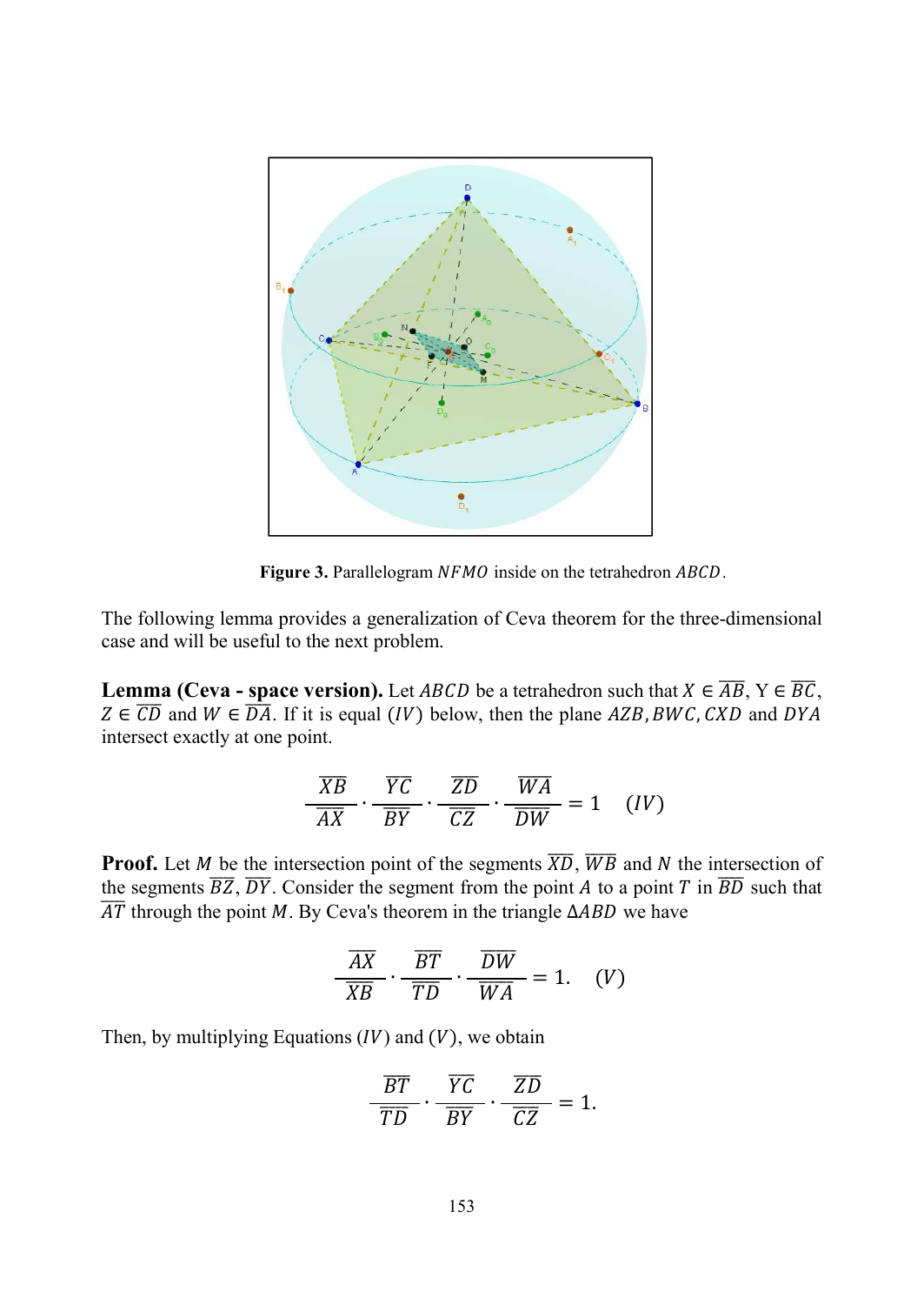**Figure 3.** Parallelogram $NFMO$ inside on the tetrahedron $ABCD$.

The following lemma provides a generalization of Ceva theorem for the three-dimensional case and will be useful to the next problem.

**Lemma (Ceva - space version).** Let $ABCD$ be a tetrahedron such that $X \in \overline{AB}$, $Y \in \overline{BC}$, $Z \in \overline{CD}$ and $W \in \overline{DA}$. If it is equal $(IV)$ below, then the plane $AZB, BWC, CXD$ and $DYA$ intersect exactly at one point.

$$\frac{\overline{XB}}{\overline{AX}} \cdot \frac{\overline{YC}}{\overline{BY}} \cdot \frac{\overline{ZD}}{\overline{CZ}} \cdot \frac{\overline{WA}}{\overline{DW}} = 1 \quad (IV)$$

**Proof.** Let $M$ be the intersection point of the segments $\overline{XD}$, $\overline{WB}$ and $N$ the intersection of the segments $\overline{BZ}$, $\overline{DY}$. Consider the segment from the point $A$ to a point $T$ in $\overline{BD}$ such that $\overline{AT}$ through the point $M$. By Ceva's theorem in the triangle $\Delta ABD$ we have

$$\frac{\overline{AX}}{\overline{XB}} \cdot \frac{\overline{BT}}{\overline{TD}} \cdot \frac{\overline{DW}}{\overline{WA}} = 1. \quad (V)$$

Then, by multiplying Equations $(IV)$ and $(V)$, we obtain

$$\frac{\overline{BT}}{\overline{TD}} \cdot \frac{\overline{YC}}{\overline{BY}} \cdot \frac{\overline{ZD}}{\overline{CZ}} = 1.$$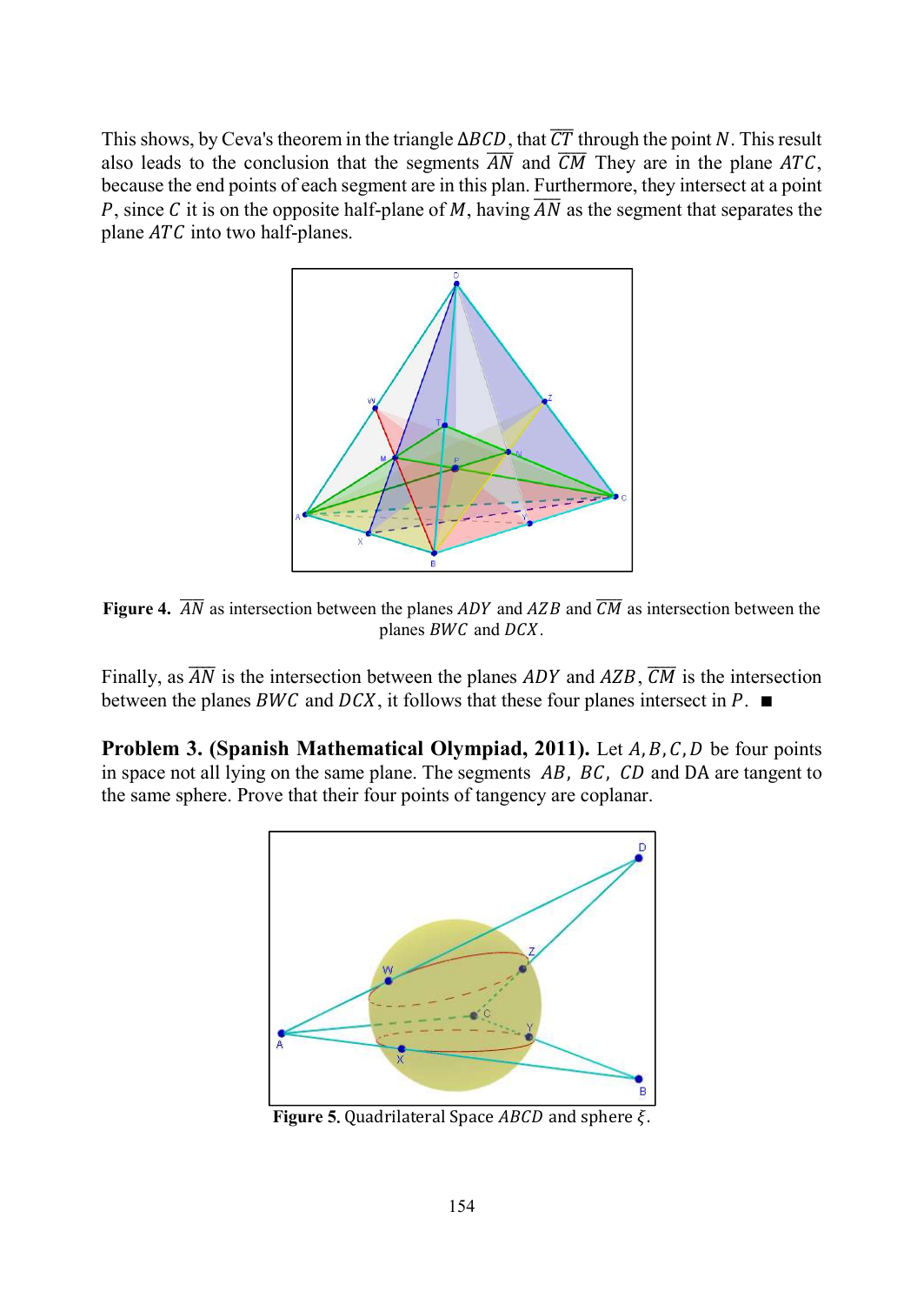This shows, by Ceva's theorem in the triangle $\Delta BCD$, that $\overline{CT}$ through the point $N$. This result also leads to the conclusion that the segments $\overline{AN}$ and $\overline{CM}$ They are in the plane $ATC$, because the end points of each segment are in this plan. Furthermore, they intersect at a point $P$, since $C$ it is on the opposite half-plane of $M$, having $\overline{AN}$ as the segment that separates the plane $ATC$ into two half-planes.

**Figure 4.** $\overline{AN}$ as intersection between the planes $ADY$ and $AZB$ and $\overline{CM}$ as intersection between the planes $BWC$ and $DCX$.

Finally, as $\overline{AN}$ is the intersection between the planes $ADY$ and $AZB$, $\overline{CM}$ is the intersection between the planes $BWC$ and $DCX$, it follows that these four planes intersect in $P$. ■

**Problem 3. (Spanish Mathematical Olympiad, 2011).** Let $A, B, C, D$ be four points in space not all lying on the same plane. The segments $AB$, $BC$, $CD$ and DA are tangent to the same sphere. Prove that their four points of tangency are coplanar.

**Figure 5.** Quadrilateral Space $ABCD$ and sphere $\xi$.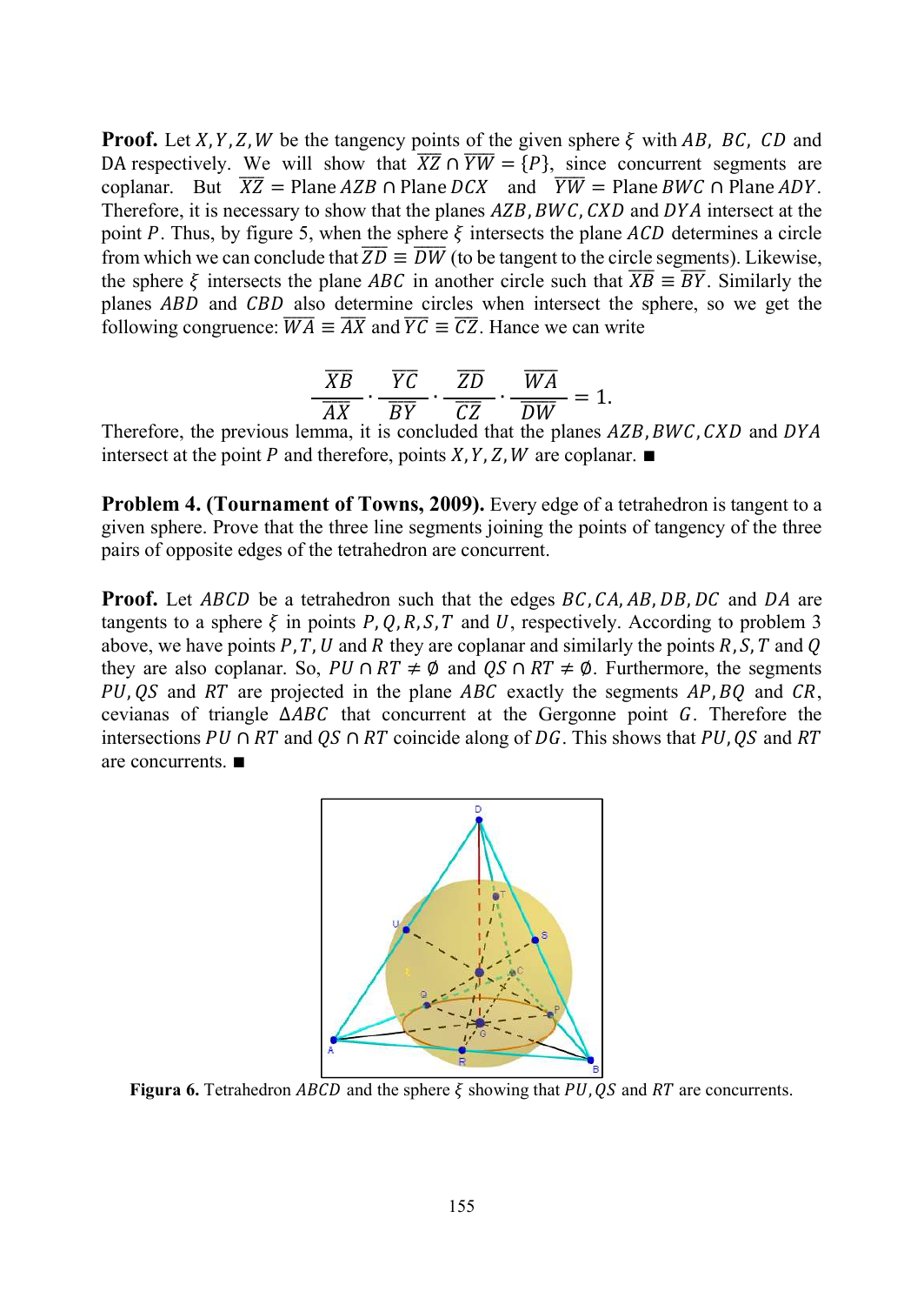**Proof.** Let $X, Y, Z, W$ be the tangency points of the given sphere $\xi$ with $AB$, $BC$, $CD$ and DA respectively. We will show that $\overline{XZ} \cap \overline{YW} = \{P\}$, since concurrent segments are coplanar. But $\overline{XZ} = \text{Plane } AZB \cap \text{Plane } DCX$ and $\overline{YW} = \text{Plane } BWC \cap \text{Plane } ADY$. Therefore, it is necessary to show that the planes $AZB, BWC, CXD$ and $DYA$ intersect at the point $P$. Thus, by figure 5, when the sphere $\xi$ intersects the plane $ACD$ determines a circle from which we can conclude that $\overline{ZD} \equiv \overline{DW}$ (to be tangent to the circle segments). Likewise, the sphere $\xi$ intersects the plane $ABC$ in another circle such that $\overline{XB} \equiv \overline{BY}$. Similarly the planes $ABD$ and $CBD$ also determine circles when intersect the sphere, so we get the following congruence: $\overline{WA} \equiv \overline{AX}$ and $\overline{YC} \equiv \overline{CZ}$. Hence we can write

$$\frac{\overline{XB}}{\overline{AX}} \cdot \frac{\overline{YC}}{\overline{BY}} \cdot \frac{\overline{ZD}}{\overline{CZ}} \cdot \frac{\overline{WA}}{\overline{DW}} = 1.$$

Therefore, the previous lemma, it is concluded that the planes $AZB, BWC, CXD$ and $DYA$ intersect at the point $P$ and therefore, points $X, Y, Z, W$ are coplanar. ■

**Problem 4. (Tournament of Towns, 2009).** Every edge of a tetrahedron is tangent to a given sphere. Prove that the three line segments joining the points of tangency of the three pairs of opposite edges of the tetrahedron are concurrent.

**Proof.** Let $ABCD$ be a tetrahedron such that the edges $BC, CA, AB, DB, DC$ and $DA$ are tangents to a sphere $\xi$ in points $P, Q, R, S, T$ and $U$, respectively. According to problem 3 above, we have points $P, T, U$ and $R$ they are coplanar and similarly the points $R, S, T$ and $Q$ they are also coplanar. So, $PU \cap RT \neq \emptyset$ and $QS \cap RT \neq \emptyset$. Furthermore, the segments $PU, QS$ and $RT$ are projected in the plane $ABC$ exactly the segments $AP, BQ$ and $CR$, cevianas of triangle $\Delta ABC$ that concurrent at the Gergonne point $G$. Therefore the intersections $PU \cap RT$ and $QS \cap RT$ coincide along of $DG$. This shows that $PU, QS$ and $RT$ are concurrents. ■

**Figura 6.** Tetrahedron $ABCD$ and the sphere $\xi$ showing that $PU, QS$ and $RT$ are concurrents.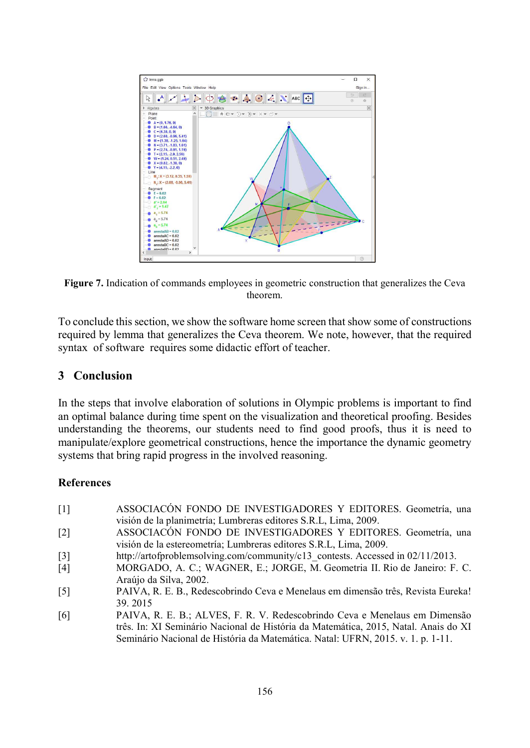**Figure 7.** Indication of commands employees in geometric construction that generalizes the Ceva theorem.

To conclude this section, we show the software home screen that show some of constructions required by lemma that generalizes the Ceva theorem. We note, however, that the required syntax of software requires some didactic effort of teacher.

## 3 Conclusion

In the steps that involve elaboration of solutions in Olympic problems is important to find an optimal balance during time spent on the visualization and theoretical proofing. Besides understanding the theorems, our students need to find good proofs, thus it is need to manipulate/explore geometrical constructions, hence the importance the dynamic geometry systems that bring rapid progress in the involved reasoning.

### References

[1] ASSOCIACÓN FONDO DE INVESTIGADORES Y EDITORES. Geometría, una visión de la planimetría; Lumbreras editores S.R.L, Lima, 2009.

[2] ASSOCIACÓN FONDO DE INVESTIGADORES Y EDITORES. Geometría, una visión de la estereometría; Lumbreras editores S.R.L, Lima, 2009.

[3] http://artofproblemsolving.com/community/c13_contests. Accessed in 02/11/2013.

[4] MORGADO, A. C.; WAGNER, E.; JORGE, M. Geometria II. Rio de Janeiro: F. C. Araújo da Silva, 2002.

[5] PAIVA, R. E. B., Redescobrindo Ceva e Menelaus em dimensão três, Revista Eureka! 39. 2015

[6] PAIVA, R. E. B.; ALVES, F. R. V. Redescobrindo Ceva e Menelaus em Dimensão três. In: XI Seminário Nacional de História da Matemática, 2015, Natal. Anais do XI Seminário Nacional de História da Matemática. Natal: UFRN, 2015. v. 1. p. 1-11.